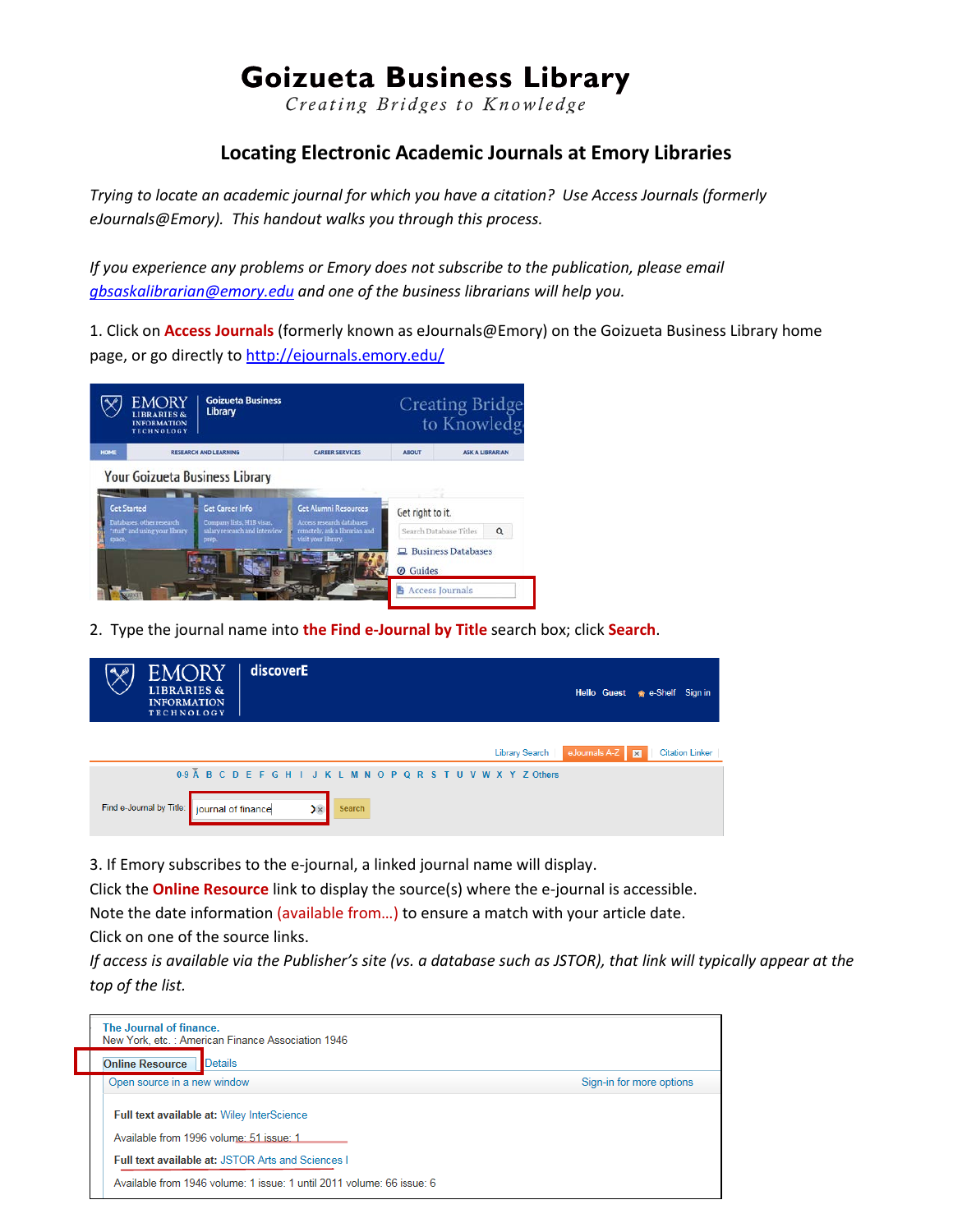# Goizueta Business Library

*Creating Bridges to Knowledge*

## Locating Electronic Academic Journals at Emory Libraries

*Trying to locate an academic journal for which you have a citation? Use Access Journals (formerly eJournals@Emory). This handout walks you through this process.*

*If you experience any problems or Emory does not subscribe to the publication, please email [gbsaskalibrarian@emory.edu](mailto:gbsaskalibrarian@emory.edu) and one of the business librarians will help you.*

1. Click on **Access Journals** (formerly known as eJournals@Emory) on the Goizueta Business Library home page, or go directly to [http://ejournals.emory.edu/](http://ejournals.emory.edu/)

2. Type the journal name into **the Find e-Journal by Title** search box; click **Search**.

3. If Emory subscribes to the e-journal, a linked journal name will display.
Click the **Online Resource** link to display the source(s) where the e-journal is accessible.
Note the date information (available from…) to ensure a match with your article date.
Click on one of the source links.
*If access is available via the Publisher's site (vs. a database such as JSTOR), that link will typically appear at the top of the list.*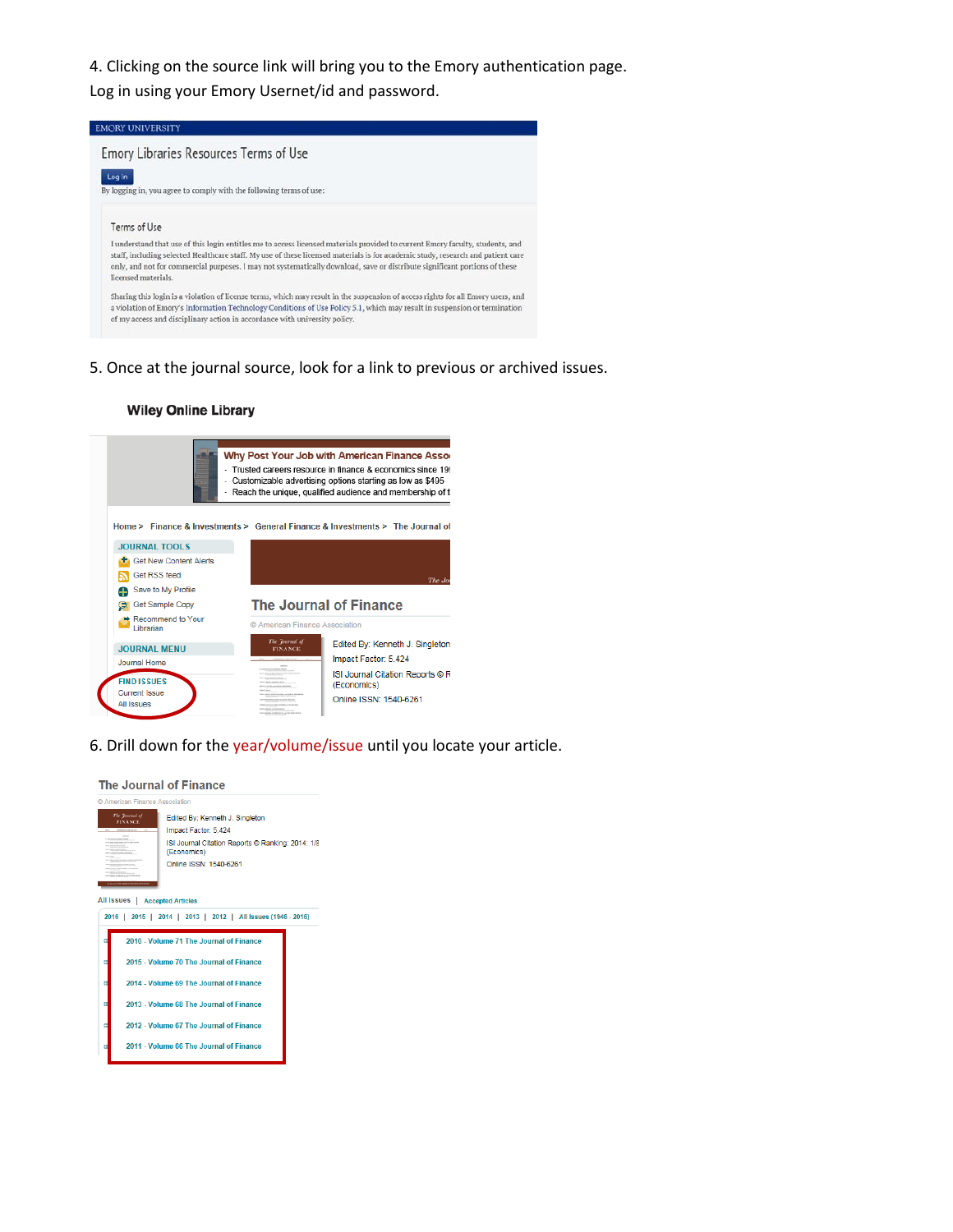4. Clicking on the source link will bring you to the Emory authentication page. Log in using your Emory Usernet/id and password.

EMORY UNIVERSITY

Emory Libraries Resources Terms of Use

Log in

By logging in, you agree to comply with the following terms of use:

Terms of Use

I understand that use of this login entitles me to access licensed materials provided to current Emory faculty, students, and staff, including selected Healthcare staff. My use of these licensed materials is for academic study, research and patient care only, and not for commercial purposes. I may not systematically download, save or distribute significant portions of these licensed materials.

Sharing this login is a violation of license terms, which may result in the suspension of access rights for all Emory users, and a violation of Emory's Information Technology Conditions of Use Policy 5.1, which may result in suspension or termination of my access and disciplinary action in accordance with university policy.

5. Once at the journal source, look for a link to previous or archived issues.

Wiley Online Library

Why Post Your Job with American Finance Asso
- Trusted careers resource in finance & economics since 19
- Customizable advertising options starting as low as $495
- Reach the unique, qualified audience and membership of t

Home > Finance & Investments > General Finance & Investments > The Journal of

JOURNAL TOOLS
- Get New Content Alerts
- Get RSS feed
- Save to My Profile
- Get Sample Copy
- Recommend to Your Librarian

JOURNAL MENU
- Journal Home

FIND ISSUES
- Current Issue
- All Issues

The Journal of Finance

© American Finance Association

Edited By: Kenneth J. Singleton
Impact Factor: 5.424
ISI Journal Citation Reports © R (Economics)
Online ISSN: 1540-6261

6. Drill down for the year/volume/issue until you locate your article.

The Journal of Finance

© American Finance Association

Edited By: Kenneth J. Singleton
Impact Factor: 5.424
ISI Journal Citation Reports © Ranking: 2014: 1/8 (Economics)
Online ISSN: 1540-6261

All Issues | Accepted Articles

2016 | 2015 | 2014 | 2013 | 2012 | All Issues (1946 - 2016)

- 2016 - Volume 71 The Journal of Finance
- 2015 - Volume 70 The Journal of Finance
- 2014 - Volume 69 The Journal of Finance
- 2013 - Volume 68 The Journal of Finance
- 2012 - Volume 67 The Journal of Finance
- 2011 - Volume 66 The Journal of Finance